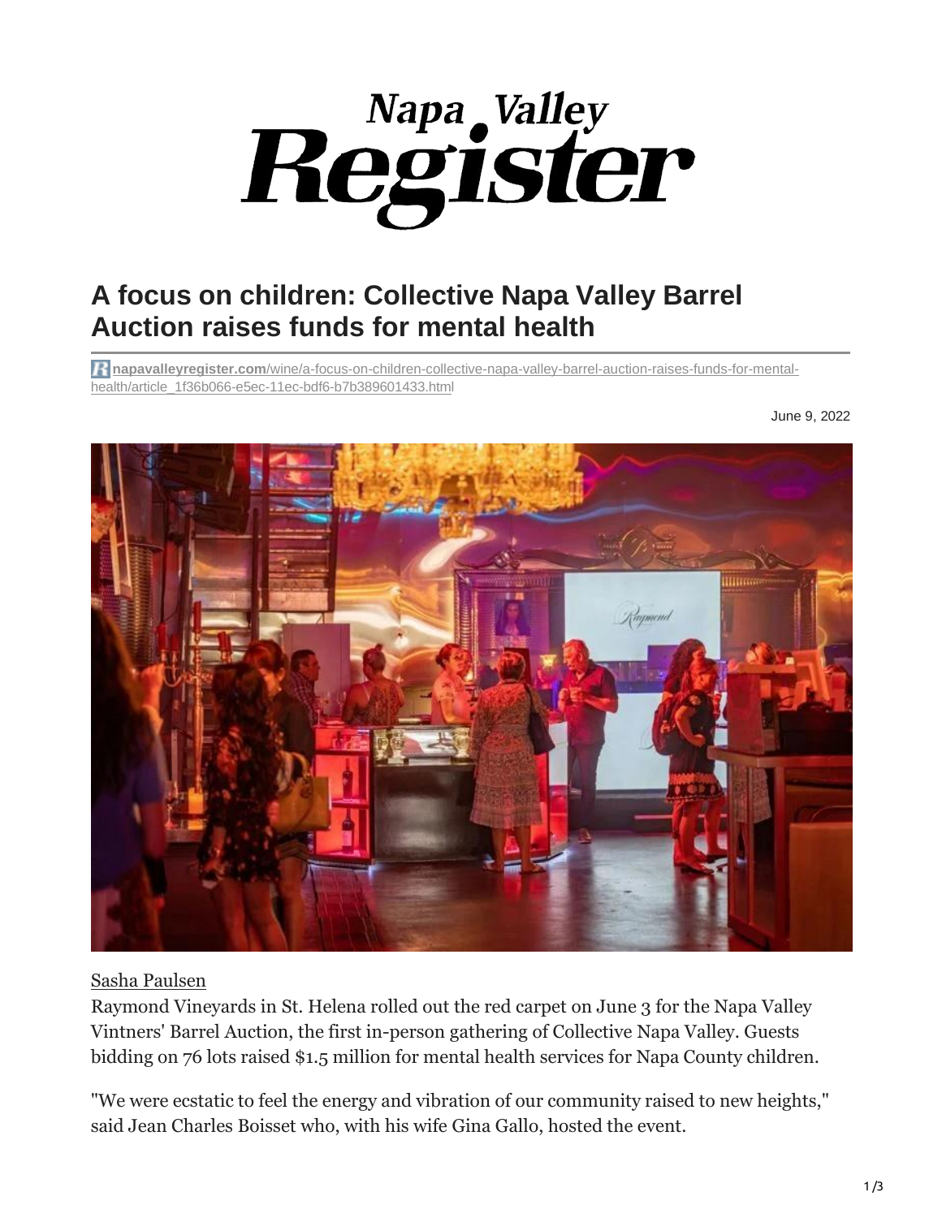# Napa Valley Register

## A focus on children: Collective Napa Valley Barrel Auction raises funds for mental health

napavalleyregister.com/wine/a-focus-on-children-collective-napa-valley-barrel-auction-raises-funds-for-mental-health/article_1f36b066-e5ec-11ec-bdf6-b7b389601433.html

June 9, 2022

Sasha Paulsen

Raymond Vineyards in St. Helena rolled out the red carpet on June 3 for the Napa Valley Vintners' Barrel Auction, the first in-person gathering of Collective Napa Valley. Guests bidding on 76 lots raised $1.5 million for mental health services for Napa County children.

"We were ecstatic to feel the energy and vibration of our community raised to new heights," said Jean Charles Boisset who, with his wife Gina Gallo, hosted the event.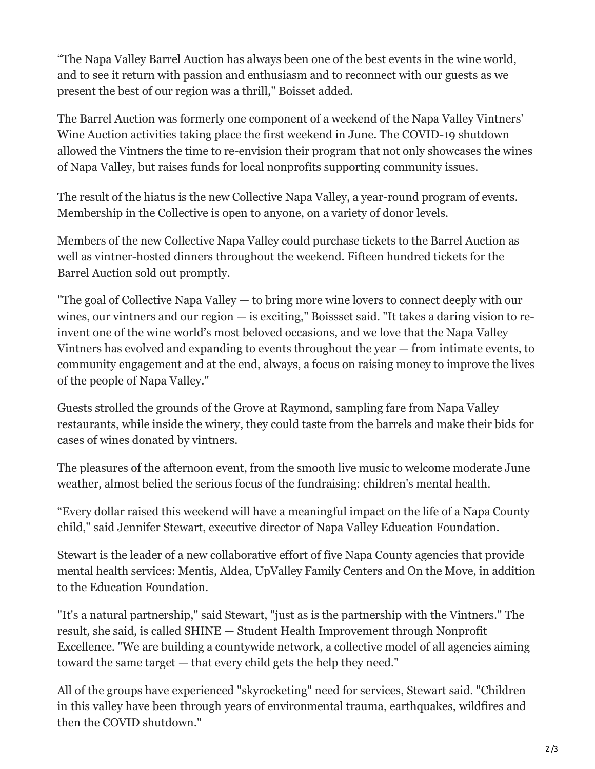“The Napa Valley Barrel Auction has always been one of the best events in the wine world, and to see it return with passion and enthusiasm and to reconnect with our guests as we present the best of our region was a thrill," Boisset added.

The Barrel Auction was formerly one component of a weekend of the Napa Valley Vintners' Wine Auction activities taking place the first weekend in June. The COVID-19 shutdown allowed the Vintners the time to re-envision their program that not only showcases the wines of Napa Valley, but raises funds for local nonprofits supporting community issues.

The result of the hiatus is the new Collective Napa Valley, a year-round program of events. Membership in the Collective is open to anyone, on a variety of donor levels.

Members of the new Collective Napa Valley could purchase tickets to the Barrel Auction as well as vintner-hosted dinners throughout the weekend. Fifteen hundred tickets for the Barrel Auction sold out promptly.

"The goal of Collective Napa Valley — to bring more wine lovers to connect deeply with our wines, our vintners and our region — is exciting," Boissset said. "It takes a daring vision to re-invent one of the wine world’s most beloved occasions, and we love that the Napa Valley Vintners has evolved and expanding to events throughout the year — from intimate events, to community engagement and at the end, always, a focus on raising money to improve the lives of the people of Napa Valley."

Guests strolled the grounds of the Grove at Raymond, sampling fare from Napa Valley restaurants, while inside the winery, they could taste from the barrels and make their bids for cases of wines donated by vintners.

The pleasures of the afternoon event, from the smooth live music to welcome moderate June weather, almost belied the serious focus of the fundraising: children's mental health.

“Every dollar raised this weekend will have a meaningful impact on the life of a Napa County child," said Jennifer Stewart, executive director of Napa Valley Education Foundation.

Stewart is the leader of a new collaborative effort of five Napa County agencies that provide mental health services: Mentis, Aldea, UpValley Family Centers and On the Move, in addition to the Education Foundation.

"It's a natural partnership," said Stewart, "just as is the partnership with the Vintners." The result, she said, is called SHINE — Student Health Improvement through Nonprofit Excellence. "We are building a countywide network, a collective model of all agencies aiming toward the same target — that every child gets the help they need."

All of the groups have experienced "skyrocketing" need for services, Stewart said. "Children in this valley have been through years of environmental trauma, earthquakes, wildfires and then the COVID shutdown."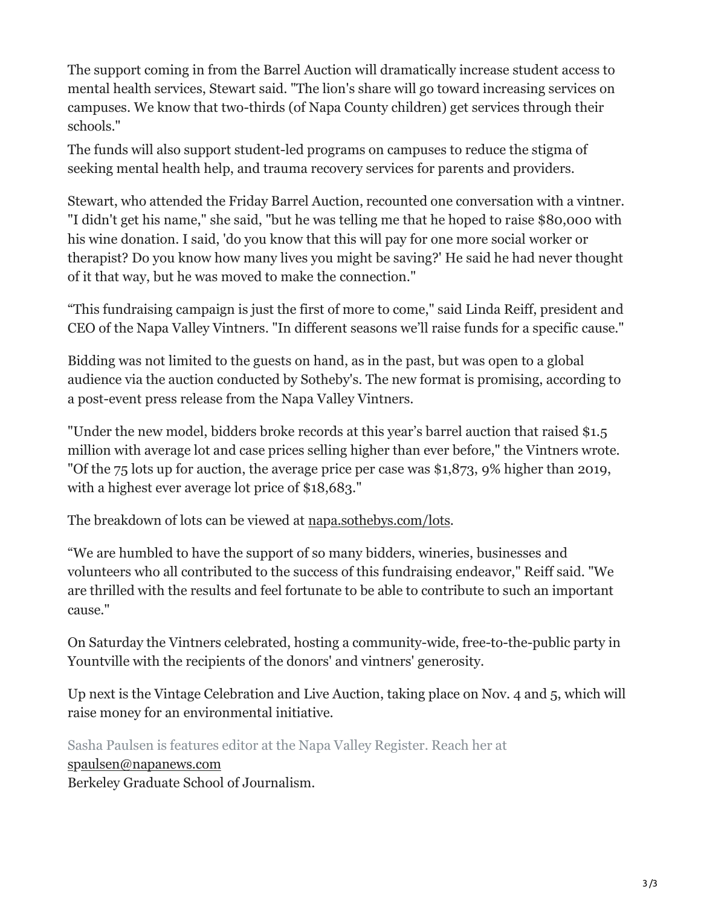The support coming in from the Barrel Auction will dramatically increase student access to mental health services, Stewart said. "The lion's share will go toward increasing services on campuses. We know that two-thirds (of Napa County children) get services through their schools."

The funds will also support student-led programs on campuses to reduce the stigma of seeking mental health help, and trauma recovery services for parents and providers.

Stewart, who attended the Friday Barrel Auction, recounted one conversation with a vintner. "I didn't get his name," she said, "but he was telling me that he hoped to raise $80,000 with his wine donation. I said, 'do you know that this will pay for one more social worker or therapist? Do you know how many lives you might be saving?' He said he had never thought of it that way, but he was moved to make the connection."

“This fundraising campaign is just the first of more to come," said Linda Reiff, president and CEO of the Napa Valley Vintners. "In different seasons we'll raise funds for a specific cause."

Bidding was not limited to the guests on hand, as in the past, but was open to a global audience via the auction conducted by Sotheby's. The new format is promising, according to a post-event press release from the Napa Valley Vintners.

"Under the new model, bidders broke records at this year's barrel auction that raised $1.5 million with average lot and case prices selling higher than ever before," the Vintners wrote. "Of the 75 lots up for auction, the average price per case was $1,873, 9% higher than 2019, with a highest ever average lot price of $18,683."

The breakdown of lots can be viewed at napa.sothebys.com/lots.

“We are humbled to have the support of so many bidders, wineries, businesses and volunteers who all contributed to the success of this fundraising endeavor," Reiff said. "We are thrilled with the results and feel fortunate to be able to contribute to such an important cause."

On Saturday the Vintners celebrated, hosting a community-wide, free-to-the-public party in Yountville with the recipients of the donors' and vintners' generosity.

Up next is the Vintage Celebration and Live Auction, taking place on Nov. 4 and 5, which will raise money for an environmental initiative.

Sasha Paulsen is features editor at the Napa Valley Register. Reach her at spaulsen@napanews.com
Berkeley Graduate School of Journalism.